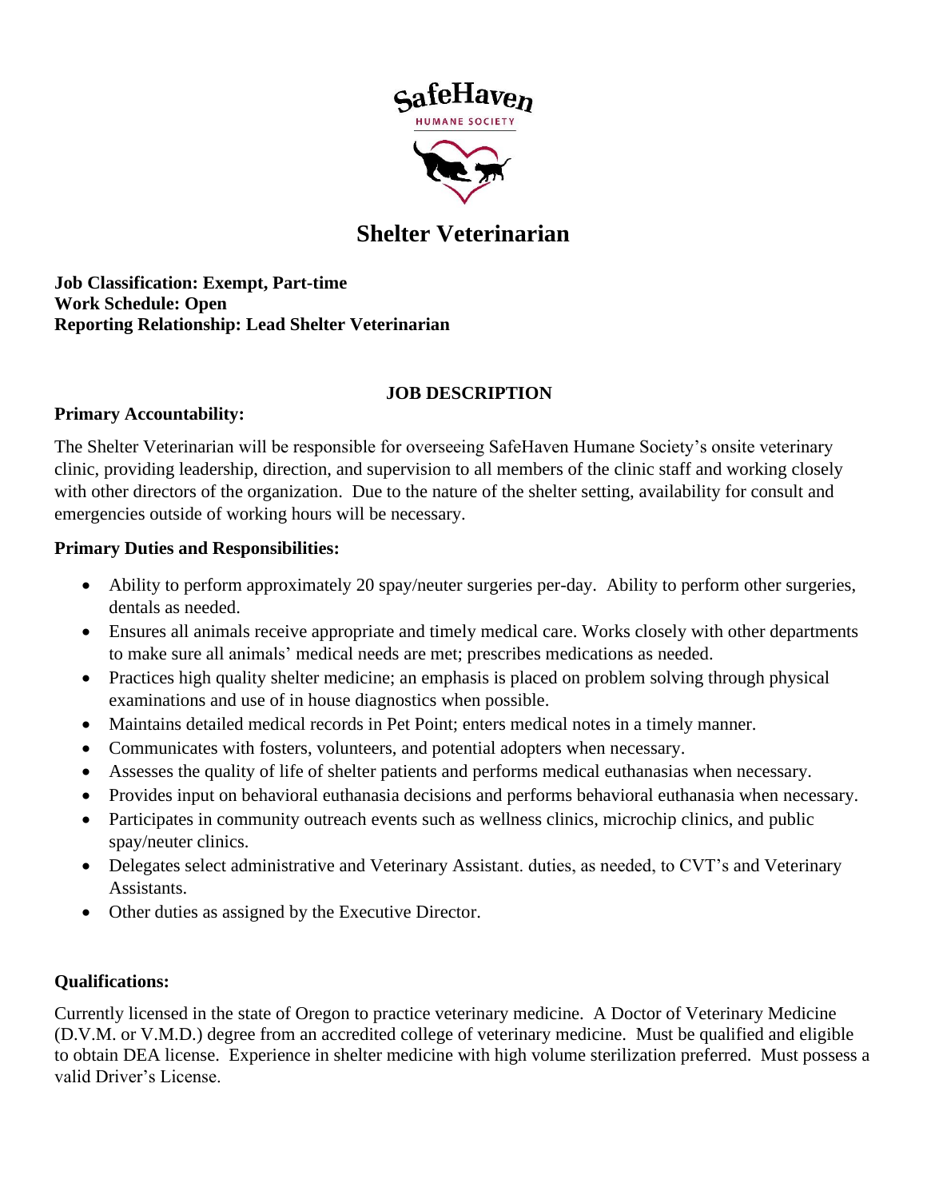SafeHaven

HUMANE SOCIETY

# Shelter Veterinarian

**Job Classification: Exempt, Part-time**
**Work Schedule: Open**
**Reporting Relationship: Lead Shelter Veterinarian**

## JOB DESCRIPTION

**Primary Accountability:**

The Shelter Veterinarian will be responsible for overseeing SafeHaven Humane Society's onsite veterinary clinic, providing leadership, direction, and supervision to all members of the clinic staff and working closely with other directors of the organization. Due to the nature of the shelter setting, availability for consult and emergencies outside of working hours will be necessary.

**Primary Duties and Responsibilities:**

- Ability to perform approximately 20 spay/neuter surgeries per-day. Ability to perform other surgeries, dentals as needed.
- Ensures all animals receive appropriate and timely medical care. Works closely with other departments to make sure all animals' medical needs are met; prescribes medications as needed.
- Practices high quality shelter medicine; an emphasis is placed on problem solving through physical examinations and use of in house diagnostics when possible.
- Maintains detailed medical records in Pet Point; enters medical notes in a timely manner.
- Communicates with fosters, volunteers, and potential adopters when necessary.
- Assesses the quality of life of shelter patients and performs medical euthanasias when necessary.
- Provides input on behavioral euthanasia decisions and performs behavioral euthanasia when necessary.
- Participates in community outreach events such as wellness clinics, microchip clinics, and public spay/neuter clinics.
- Delegates select administrative and Veterinary Assistant. duties, as needed, to CVT's and Veterinary Assistants.
- Other duties as assigned by the Executive Director.

**Qualifications:**

Currently licensed in the state of Oregon to practice veterinary medicine. A Doctor of Veterinary Medicine (D.V.M. or V.M.D.) degree from an accredited college of veterinary medicine. Must be qualified and eligible to obtain DEA license. Experience in shelter medicine with high volume sterilization preferred. Must possess a valid Driver's License.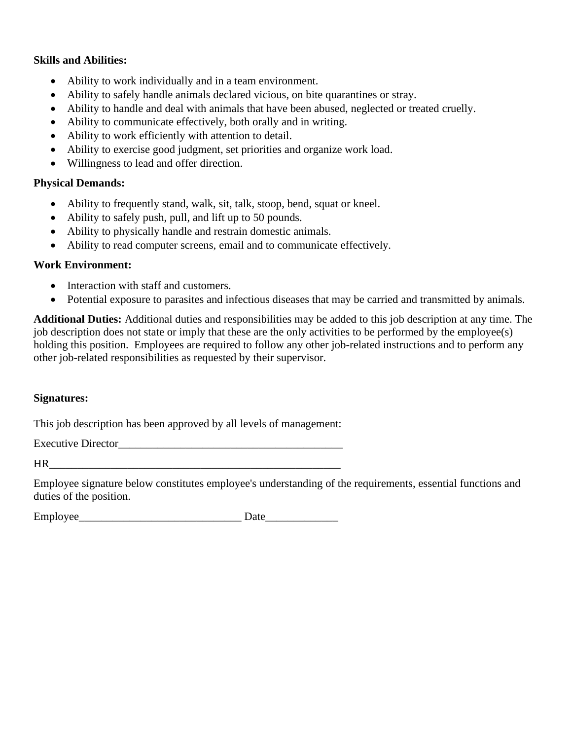**Skills and Abilities:**

- Ability to work individually and in a team environment.
- Ability to safely handle animals declared vicious, on bite quarantines or stray.
- Ability to handle and deal with animals that have been abused, neglected or treated cruelly.
- Ability to communicate effectively, both orally and in writing.
- Ability to work efficiently with attention to detail.
- Ability to exercise good judgment, set priorities and organize work load.
- Willingness to lead and offer direction.

**Physical Demands:**

- Ability to frequently stand, walk, sit, talk, stoop, bend, squat or kneel.
- Ability to safely push, pull, and lift up to 50 pounds.
- Ability to physically handle and restrain domestic animals.
- Ability to read computer screens, email and to communicate effectively.

**Work Environment:**

- Interaction with staff and customers.
- Potential exposure to parasites and infectious diseases that may be carried and transmitted by animals.

**Additional Duties:** Additional duties and responsibilities may be added to this job description at any time. The job description does not state or imply that these are the only activities to be performed by the employee(s) holding this position. Employees are required to follow any other job-related instructions and to perform any other job-related responsibilities as requested by their supervisor.

**Signatures:**

This job description has been approved by all levels of management:

Executive Director_________________________________________

HR______________________________________________________

Employee signature below constitutes employee's understanding of the requirements, essential functions and duties of the position.

Employee______________________________ Date_____________